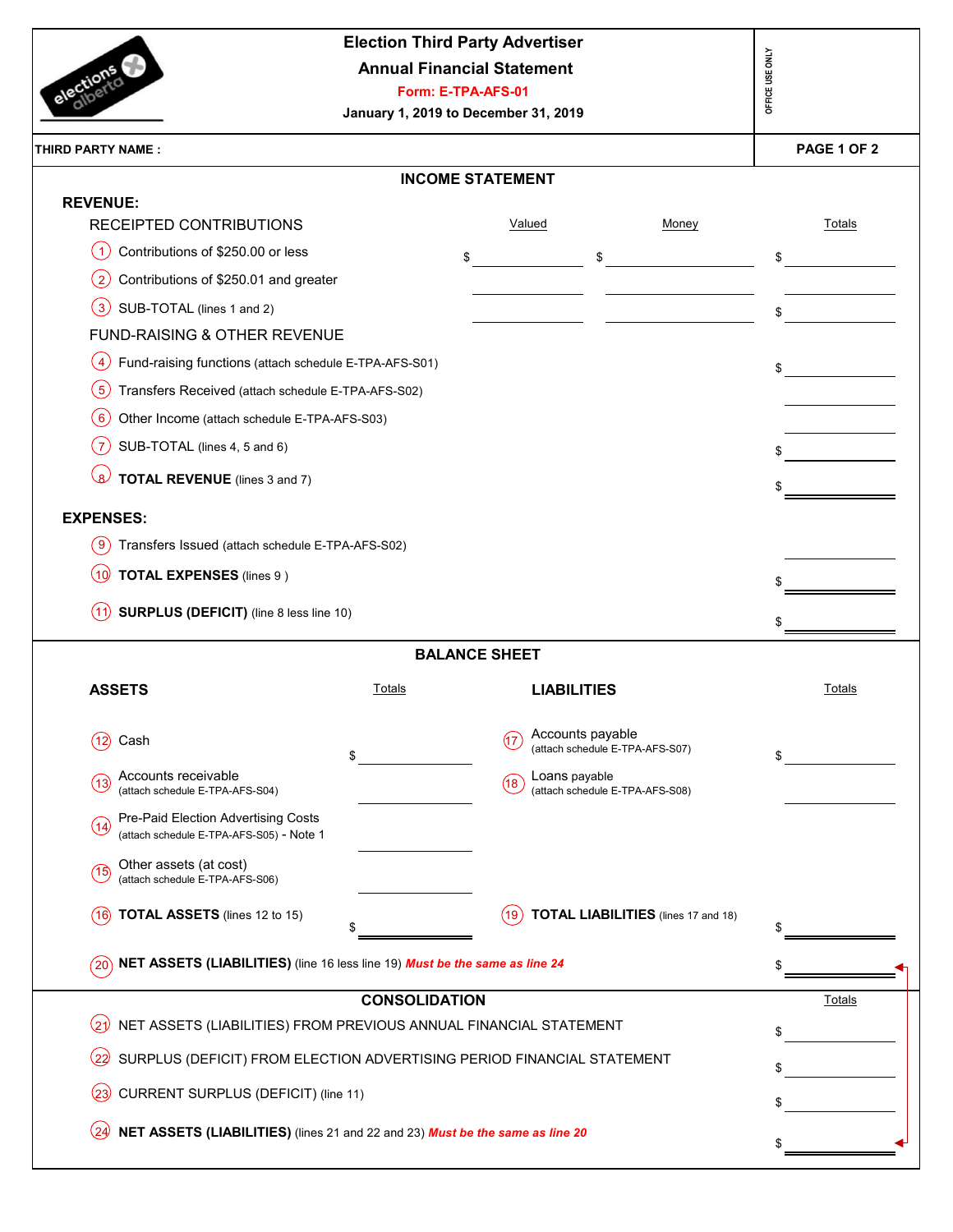# Election Third Party Advertiser

## Annual Financial Statement

**Form: E-TPA-AFS-01**

**January 1, 2019 to December 31, 2019**

OFFICE USE ONLY

**THIRD PARTY NAME :**

**PAGE 1 OF 2**

## INCOME STATEMENT

**REVENUE:**

| RECEIPTED CONTRIBUTIONS | Valued | Money | Totals |
|---|---|---|---|
| (1) Contributions of $250.00 or less | $ | $ | $ |
| (2) Contributions of $250.01 and greater | | | |
| (3) SUB-TOTAL (lines 1 and 2) | | | $ |
| **FUND-RAISING & OTHER REVENUE** | | | |
| (4) Fund-raising functions (attach schedule E-TPA-AFS-S01) | | | $ |
| (5) Transfers Received (attach schedule E-TPA-AFS-S02) | | | |
| (6) Other Income (attach schedule E-TPA-AFS-S03) | | | |
| (7) SUB-TOTAL (lines 4, 5 and 6) | | | $ |
| (8) **TOTAL REVENUE** (lines 3 and 7) | | | $ |

**EXPENSES:**

| | Totals |
|---|---|
| (9) Transfers Issued (attach schedule E-TPA-AFS-S02) | |
| (10) **TOTAL EXPENSES** (lines 9 ) | $ |
| (11) **SURPLUS (DEFICIT)** (line 8 less line 10) | $ |

## BALANCE SHEET

| ASSETS | Totals | LIABILITIES | Totals |
|---|---|---|---|
| (12) Cash | $ | (17) Accounts payable (attach schedule E-TPA-AFS-S07) | $ |
| (13) Accounts receivable (attach schedule E-TPA-AFS-S04) | | (18) Loans payable (attach schedule E-TPA-AFS-S08) | |
| (14) Pre-Paid Election Advertising Costs (attach schedule E-TPA-AFS-S05) - Note 1 | | | |
| (15) Other assets (at cost) (attach schedule E-TPA-AFS-S06) | | | |
| (16) **TOTAL ASSETS** (lines 12 to 15) | $ | (19) **TOTAL LIABILITIES** (lines 17 and 18) | $ |

| | |
|---|---|
| (20) **NET ASSETS (LIABILITIES)** (line 16 less line 19) ***Must be the same as line 24*** | $ |

## CONSOLIDATION

| | Totals |
|---|---|
| (21) NET ASSETS (LIABILITIES) FROM PREVIOUS ANNUAL FINANCIAL STATEMENT | $ |
| (22) SURPLUS (DEFICIT) FROM ELECTION ADVERTISING PERIOD FINANCIAL STATEMENT | $ |
| (23) CURRENT SURPLUS (DEFICIT) (line 11) | $ |
| (24) **NET ASSETS (LIABILITIES)** (lines 21 and 22 and 23) ***Must be the same as line 20*** | $ |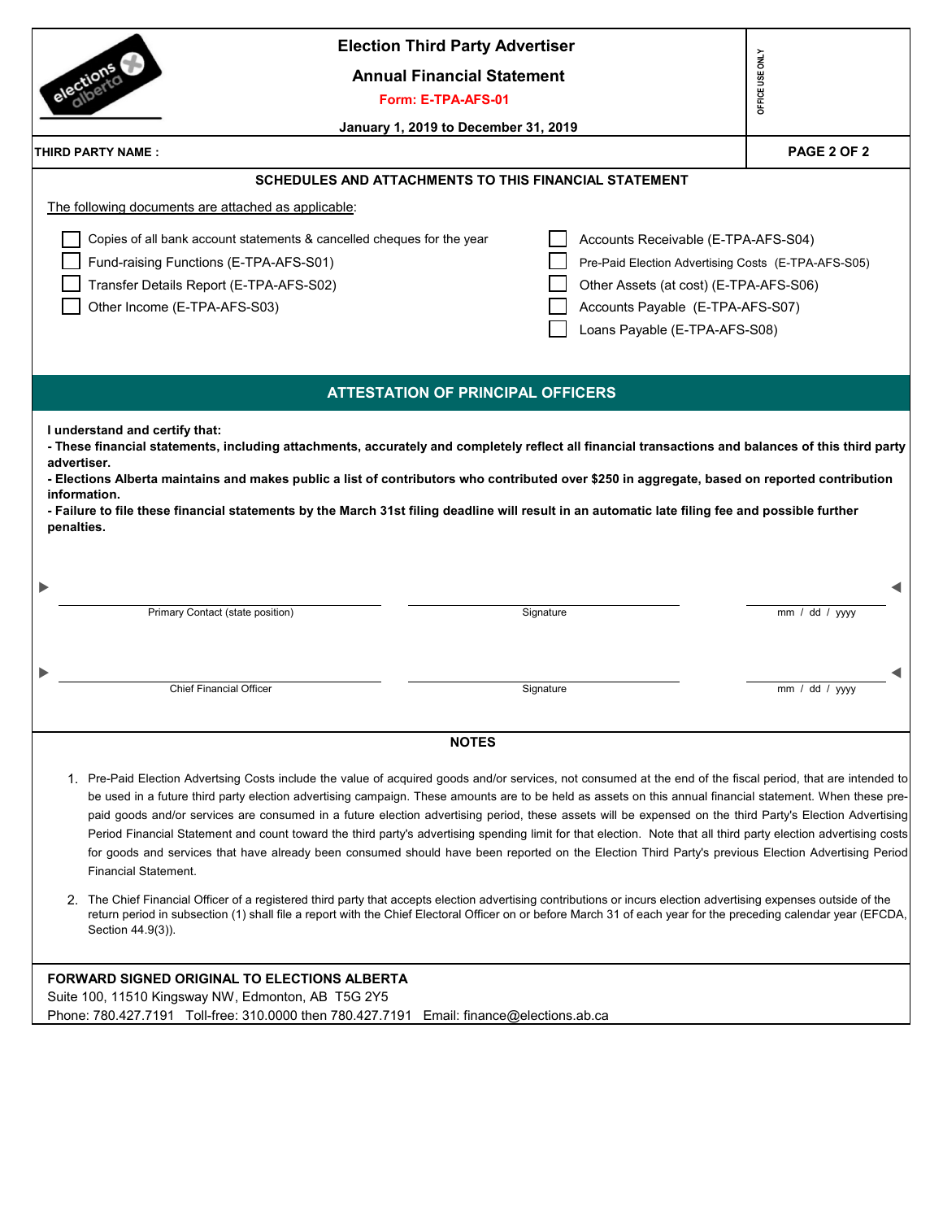# Election Third Party Advertiser

## Annual Financial Statement

**Form: E-TPA-AFS-01**

**January 1, 2019 to December 31, 2019**

OFFICE USE ONLY

**THIRD PARTY NAME :**

### SCHEDULES AND ATTACHMENTS TO THIS FINANCIAL STATEMENT

The following documents are attached as applicable:

- ☐ Copies of all bank account statements & cancelled cheques for the year
- ☐ Fund-raising Functions (E-TPA-AFS-S01)
- ☐ Transfer Details Report (E-TPA-AFS-S02)
- ☐ Other Income (E-TPA-AFS-S03)
- ☐ Accounts Receivable (E-TPA-AFS-S04)
- ☐ Pre-Paid Election Advertising Costs (E-TPA-AFS-S05)
- ☐ Other Assets (at cost) (E-TPA-AFS-S06)
- ☐ Accounts Payable (E-TPA-AFS-S07)
- ☐ Loans Payable (E-TPA-AFS-S08)

### ATTESTATION OF PRINCIPAL OFFICERS

**I understand and certify that:**

**- These financial statements, including attachments, accurately and completely reflect all financial transactions and balances of this third party advertiser.**

**- Elections Alberta maintains and makes public a list of contributors who contributed over $250 in aggregate, based on reported contribution information.**

**- Failure to file these financial statements by the March 31st filing deadline will result in an automatic late filing fee and possible further penalties.**

| | | |
|---|---|---|
| Primary Contact (state position) | Signature | mm / dd / yyyy |
| Chief Financial Officer | Signature | mm / dd / yyyy |

### NOTES

1. Pre-Paid Election Advertsing Costs include the value of acquired goods and/or services, not consumed at the end of the fiscal period, that are intended to be used in a future third party election advertising campaign. These amounts are to be held as assets on this annual financial statement. When these pre-paid goods and/or services are consumed in a future election advertising period, these assets will be expensed on the third Party's Election Advertising Period Financial Statement and count toward the third party's advertising spending limit for that election. Note that all third party election advertising costs for goods and services that have already been consumed should have been reported on the Election Third Party's previous Election Advertising Period Financial Statement.

2. The Chief Financial Officer of a registered third party that accepts election advertising contributions or incurs election advertising expenses outside of the return period in subsection (1) shall file a report with the Chief Electoral Officer on or before March 31 of each year for the preceding calendar year (EFCDA, Section 44.9(3)).

**FORWARD SIGNED ORIGINAL TO ELECTIONS ALBERTA**

Suite 100, 11510 Kingsway NW, Edmonton, AB T5G 2Y5

Phone: 780.427.7191 Toll-free: 310.0000 then 780.427.7191 Email: finance@elections.ab.ca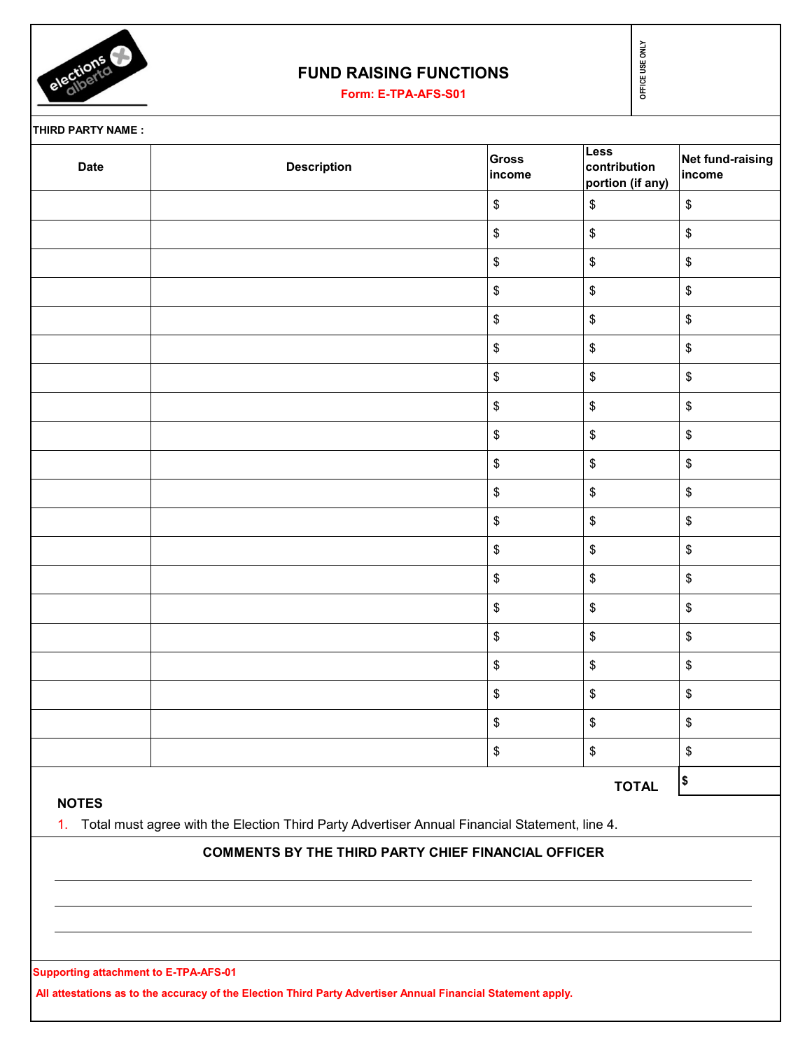# FUND RAISING FUNCTIONS

**Form: E-TPA-AFS-S01**

OFFICE USE ONLY

**THIRD PARTY NAME :**

| Date | Description | Gross income | Less contribution portion (if any) | Net fund-raising income |
|---|---|---|---|---|
| | | $ | $ | $ |
| | | $ | $ | $ |
| | | $ | $ | $ |
| | | $ | $ | $ |
| | | $ | $ | $ |
| | | $ | $ | $ |
| | | $ | $ | $ |
| | | $ | $ | $ |
| | | $ | $ | $ |
| | | $ | $ | $ |
| | | $ | $ | $ |
| | | $ | $ | $ |
| | | $ | $ | $ |
| | | $ | $ | $ |
| | | $ | $ | $ |
| | | $ | $ | $ |
| | | $ | $ | $ |
| | | $ | $ | $ |
| | | $ | $ | $ |
| | | $ | $ | $ |
| | | | **TOTAL** | $ |

**NOTES**

1. Total must agree with the Election Third Party Advertiser Annual Financial Statement, line 4.

**COMMENTS BY THE THIRD PARTY CHIEF FINANCIAL OFFICER**

______________________________________________________________________

______________________________________________________________________

______________________________________________________________________

**Supporting attachment to E-TPA-AFS-01**

**All attestations as to the accuracy of the Election Third Party Advertiser Annual Financial Statement apply.**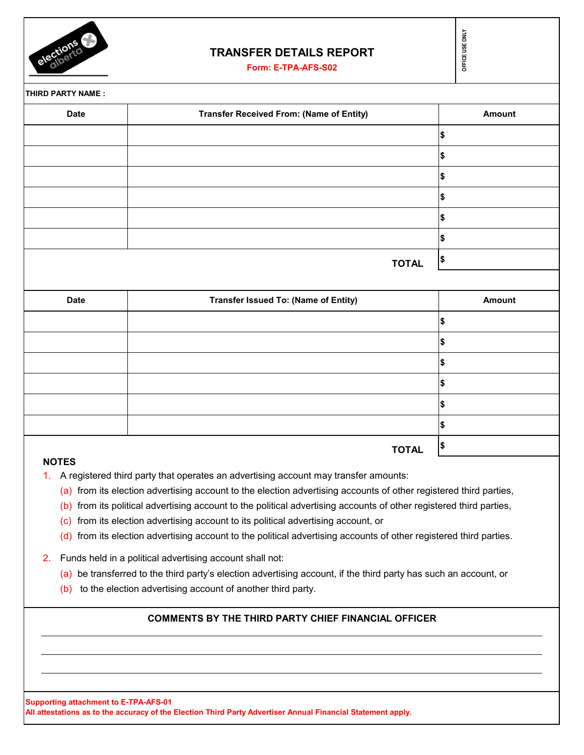# TRANSFER DETAILS REPORT

**Form: E-TPA-AFS-S02**

OFFICE USE ONLY

**THIRD PARTY NAME :**

| Date | Transfer Received From: (Name of Entity) | Amount |
|---|---|---|
| | | $ |
| | | $ |
| | | $ |
| | | $ |
| | | $ |
| | | $ |
| | **TOTAL** | $ |

| Date | Transfer Issued To: (Name of Entity) | Amount |
|---|---|---|
| | | $ |
| | | $ |
| | | $ |
| | | $ |
| | | $ |
| | | $ |
| | **TOTAL** | $ |

**NOTES**

1. A registered third party that operates an advertising account may transfer amounts:
   (a) from its election advertising account to the election advertising accounts of other registered third parties,
   (b) from its political advertising account to the political advertising accounts of other registered third parties,
   (c) from its election advertising account to its political advertising account, or
   (d) from its election advertising account to the political advertising accounts of other registered third parties.

2. Funds held in a political advertising account shall not:
   (a) be transferred to the third party's election advertising account, if the third party has such an account, or
   (b) to the election advertising account of another third party.

**COMMENTS BY THE THIRD PARTY CHIEF FINANCIAL OFFICER**

______________________________________________

______________________________________________

______________________________________________

**Supporting attachment to E-TPA-AFS-01**
**All attestations as to the accuracy of the Election Third Party Advertiser Annual Financial Statement apply.**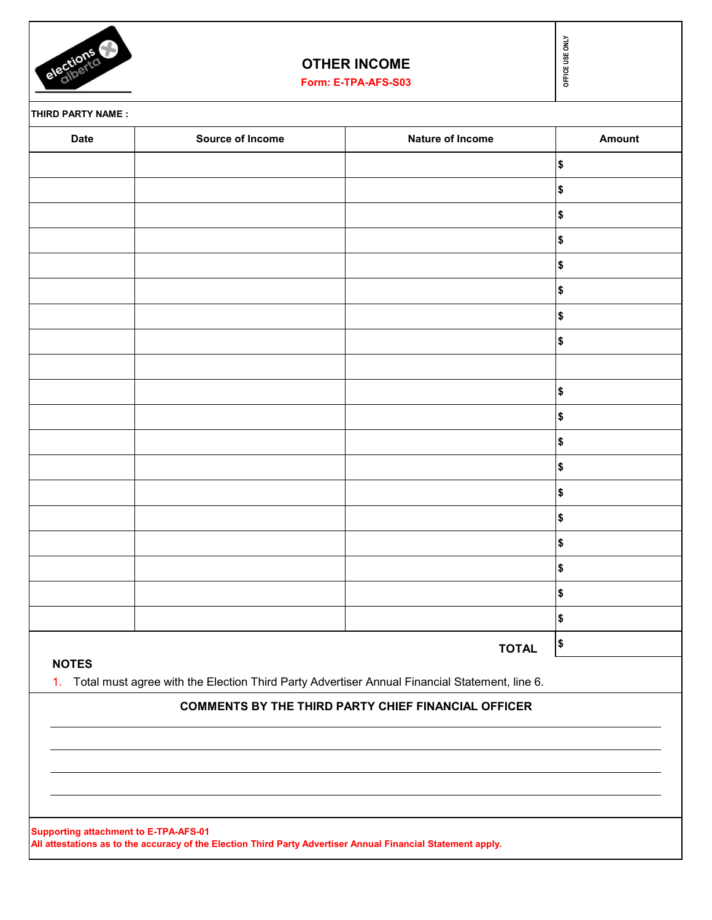# OTHER INCOME

**Form: E-TPA-AFS-S03**

OFFICE USE ONLY

**THIRD PARTY NAME :**

| Date | Source of Income | Nature of Income | Amount |
|---|---|---|---|
| | | | $ |
| | | | $ |
| | | | $ |
| | | | $ |
| | | | $ |
| | | | $ |
| | | | $ |
| | | | $ |
| | | | |
| | | | $ |
| | | | $ |
| | | | $ |
| | | | $ |
| | | | $ |
| | | | $ |
| | | | $ |
| | | | $ |
| | | | $ |
| | | | $ |
| | | **TOTAL** | $ |

**NOTES**

1. Total must agree with the Election Third Party Advertiser Annual Financial Statement, line 6.

**COMMENTS BY THE THIRD PARTY CHIEF FINANCIAL OFFICER**

______________________________________________________________________

______________________________________________________________________

______________________________________________________________________

______________________________________________________________________

**Supporting attachment to E-TPA-AFS-01**
**All attestations as to the accuracy of the Election Third Party Advertiser Annual Financial Statement apply.**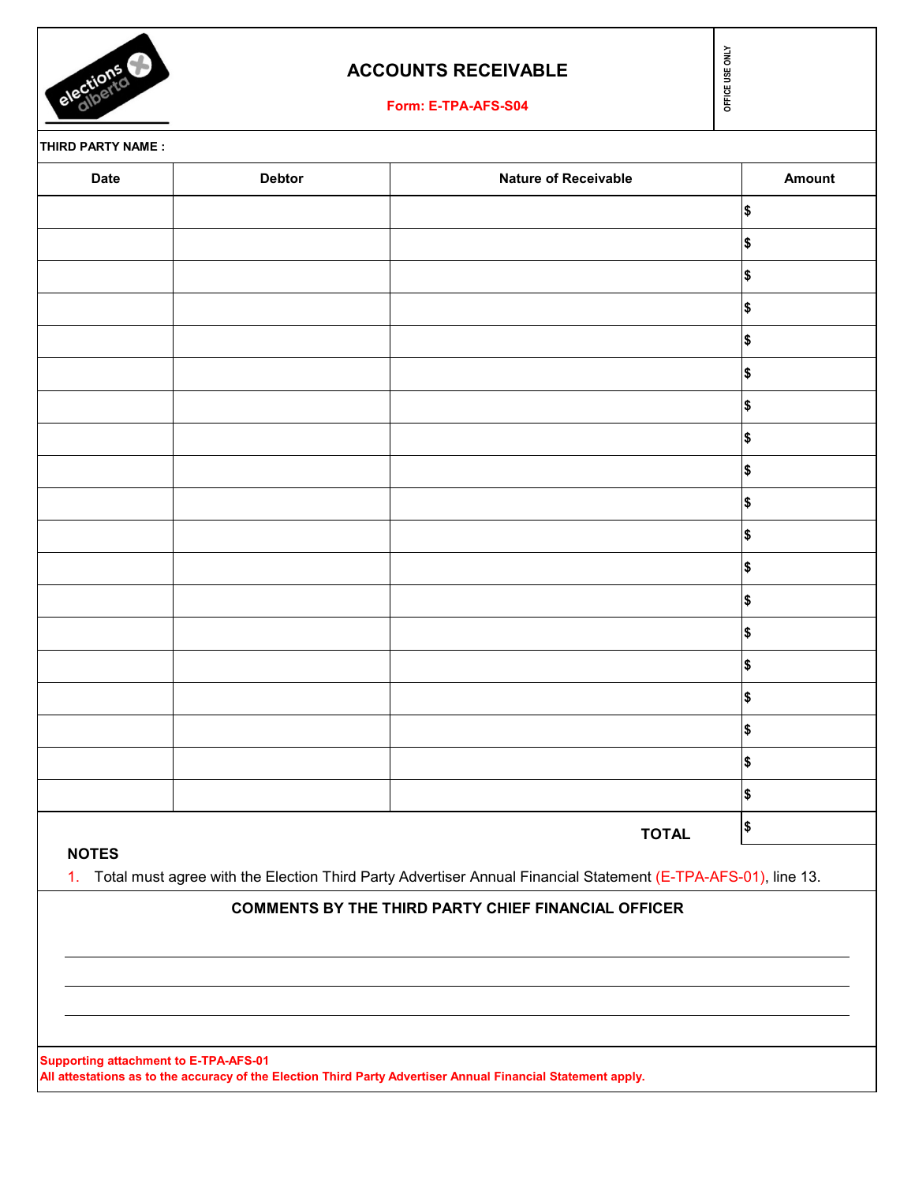# ACCOUNTS RECEIVABLE

**Form: E-TPA-AFS-S04**

OFFICE USE ONLY

**THIRD PARTY NAME :**

| Date | Debtor | Nature of Receivable | Amount |
|---|---|---|---|
| | | | $ |
| | | | $ |
| | | | $ |
| | | | $ |
| | | | $ |
| | | | $ |
| | | | $ |
| | | | $ |
| | | | $ |
| | | | $ |
| | | | $ |
| | | | $ |
| | | | $ |
| | | | $ |
| | | | $ |
| | | | $ |
| | | | $ |
| | | | $ |
| | | | $ |
| | | **TOTAL** | $ |

**NOTES**

1. Total must agree with the Election Third Party Advertiser Annual Financial Statement (E-TPA-AFS-01), line 13.

**COMMENTS BY THE THIRD PARTY CHIEF FINANCIAL OFFICER**

______________________________________________________________________

______________________________________________________________________

______________________________________________________________________

**Supporting attachment to E-TPA-AFS-01**
**All attestations as to the accuracy of the Election Third Party Advertiser Annual Financial Statement apply.**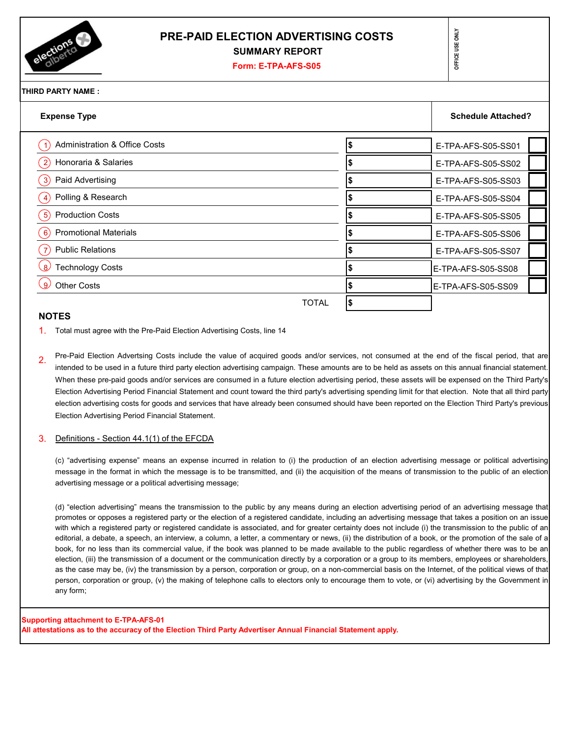# PRE-PAID ELECTION ADVERTISING COSTS

## SUMMARY REPORT

**Form: E-TPA-AFS-S05**

OFFICE USE ONLY

**THIRD PARTY NAME :**

| Expense Type | | Schedule Attached? | |
|---|---|---|---|
| 1 Administration & Office Costs | $ | E-TPA-AFS-S05-SS01 | |
| 2 Honoraria & Salaries | $ | E-TPA-AFS-S05-SS02 | |
| 3 Paid Advertising | $ | E-TPA-AFS-S05-SS03 | |
| 4 Polling & Research | $ | E-TPA-AFS-S05-SS04 | |
| 5 Production Costs | $ | E-TPA-AFS-S05-SS05 | |
| 6 Promotional Materials | $ | E-TPA-AFS-S05-SS06 | |
| 7 Public Relations | $ | E-TPA-AFS-S05-SS07 | |
| 8 Technology Costs | $ | E-TPA-AFS-S05-SS08 | |
| 9 Other Costs | $ | E-TPA-AFS-S05-SS09 | |
| TOTAL | $ | | |

## NOTES

1. Total must agree with the Pre-Paid Election Advertising Costs, line 14

2. Pre-Paid Election Advertsing Costs include the value of acquired goods and/or services, not consumed at the end of the fiscal period, that are intended to be used in a future third party election advertising campaign. These amounts are to be held as assets on this annual financial statement. When these pre-paid goods and/or services are consumed in a future election advertising period, these assets will be expensed on the Third Party's Election Advertising Period Financial Statement and count toward the third party's advertising spending limit for that election. Note that all third party election advertising costs for goods and services that have already been consumed should have been reported on the Election Third Party's previous Election Advertising Period Financial Statement.

3. Definitions - Section 44.1(1) of the EFCDA

(c) “advertising expense” means an expense incurred in relation to (i) the production of an election advertising message or political advertising message in the format in which the message is to be transmitted, and (ii) the acquisition of the means of transmission to the public of an election advertising message or a political advertising message;

(d) “election advertising” means the transmission to the public by any means during an election advertising period of an advertising message that promotes or opposes a registered party or the election of a registered candidate, including an advertising message that takes a position on an issue with which a registered party or registered candidate is associated, and for greater certainty does not include (i) the transmission to the public of an editorial, a debate, a speech, an interview, a column, a letter, a commentary or news, (ii) the distribution of a book, or the promotion of the sale of a book, for no less than its commercial value, if the book was planned to be made available to the public regardless of whether there was to be an election, (iii) the transmission of a document or the communication directly by a corporation or a group to its members, employees or shareholders, as the case may be, (iv) the transmission by a person, corporation or group, on a non-commercial basis on the Internet, of the political views of that person, corporation or group, (v) the making of telephone calls to electors only to encourage them to vote, or (vi) advertising by the Government in any form;

**Supporting attachment to E-TPA-AFS-01**
**All attestations as to the accuracy of the Election Third Party Advertiser Annual Financial Statement apply.**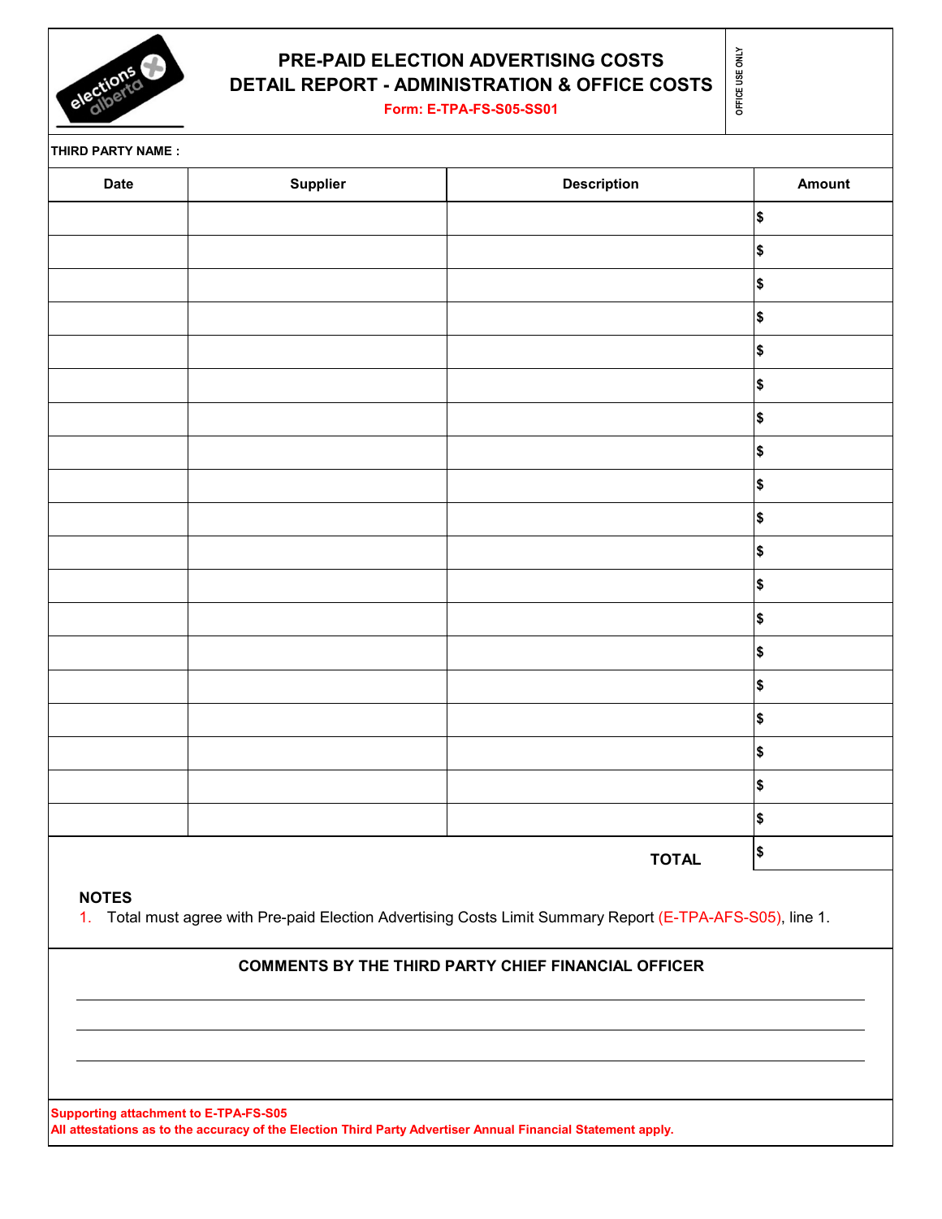# PRE-PAID ELECTION ADVERTISING COSTS
# DETAIL REPORT - ADMINISTRATION & OFFICE COSTS

**Form: E-TPA-FS-S05-SS01**

OFFICE USE ONLY

**THIRD PARTY NAME :**

| Date | Supplier | Description | Amount |
|---|---|---|---|
| | | | $ |
| | | | $ |
| | | | $ |
| | | | $ |
| | | | $ |
| | | | $ |
| | | | $ |
| | | | $ |
| | | | $ |
| | | | $ |
| | | | $ |
| | | | $ |
| | | | $ |
| | | | $ |
| | | | $ |
| | | | $ |
| | | | $ |
| | | | $ |
| | | | $ |
| | | **TOTAL** | $ |

**NOTES**

1. Total must agree with Pre-paid Election Advertising Costs Limit Summary Report (E-TPA-AFS-S05), line 1.

**COMMENTS BY THE THIRD PARTY CHIEF FINANCIAL OFFICER**

______________________________________________

______________________________________________

______________________________________________

**Supporting attachment to E-TPA-FS-S05**
**All attestations as to the accuracy of the Election Third Party Advertiser Annual Financial Statement apply.**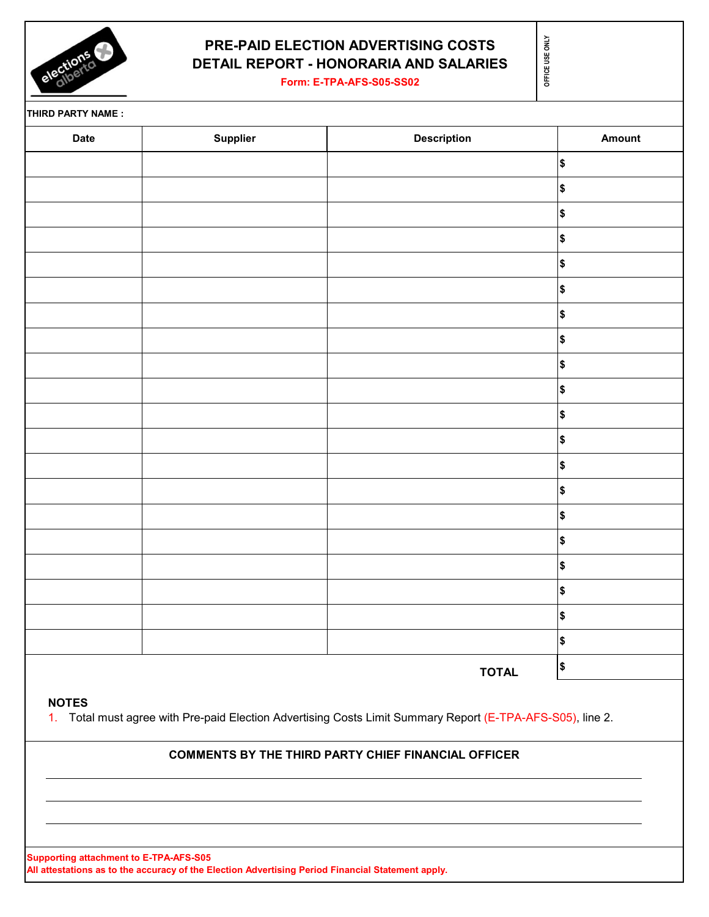# PRE-PAID ELECTION ADVERTISING COSTS DETAIL REPORT - HONORARIA AND SALARIES

**Form: E-TPA-AFS-S05-SS02**

OFFICE USE ONLY

**THIRD PARTY NAME :**

| Date | Supplier | Description | Amount |
|---|---|---|---|
| | | | $ |
| | | | $ |
| | | | $ |
| | | | $ |
| | | | $ |
| | | | $ |
| | | | $ |
| | | | $ |
| | | | $ |
| | | | $ |
| | | | $ |
| | | | $ |
| | | | $ |
| | | | $ |
| | | | $ |
| | | | $ |
| | | | $ |
| | | | $ |
| | | | $ |
| | | | $ |
| | | **TOTAL** | $ |

**NOTES**

1. Total must agree with Pre-paid Election Advertising Costs Limit Summary Report (E-TPA-AFS-S05), line 2.

**COMMENTS BY THE THIRD PARTY CHIEF FINANCIAL OFFICER**

______________________________________________

______________________________________________

______________________________________________

**Supporting attachment to E-TPA-AFS-S05**
**All attestations as to the accuracy of the Election Advertising Period Financial Statement apply.**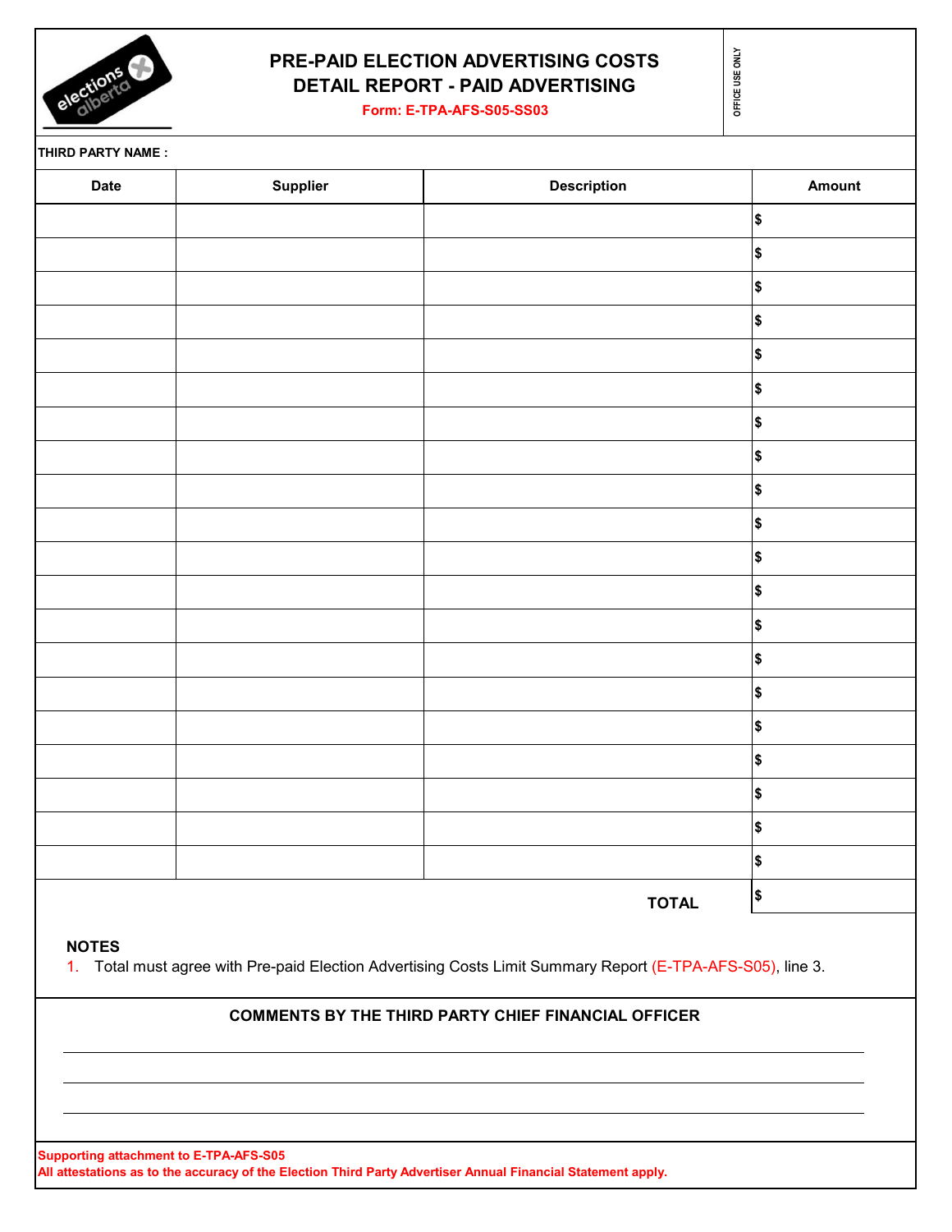# PRE-PAID ELECTION ADVERTISING COSTS
## DETAIL REPORT - PAID ADVERTISING

Form: E-TPA-AFS-S05-SS03

OFFICE USE ONLY

**THIRD PARTY NAME :**

| Date | Supplier | Description | Amount |
|---|---|---|---|
| | | | $ |
| | | | $ |
| | | | $ |
| | | | $ |
| | | | $ |
| | | | $ |
| | | | $ |
| | | | $ |
| | | | $ |
| | | | $ |
| | | | $ |
| | | | $ |
| | | | $ |
| | | | $ |
| | | | $ |
| | | | $ |
| | | | $ |
| | | | $ |
| | | | $ |
| | | | $ |
| | | **TOTAL** | $ |

**NOTES**

1. Total must agree with Pre-paid Election Advertising Costs Limit Summary Report (E-TPA-AFS-S05), line 3.

**COMMENTS BY THE THIRD PARTY CHIEF FINANCIAL OFFICER**

______________________________________________

______________________________________________

______________________________________________

**Supporting attachment to E-TPA-AFS-S05**
**All attestations as to the accuracy of the Election Third Party Advertiser Annual Financial Statement apply.**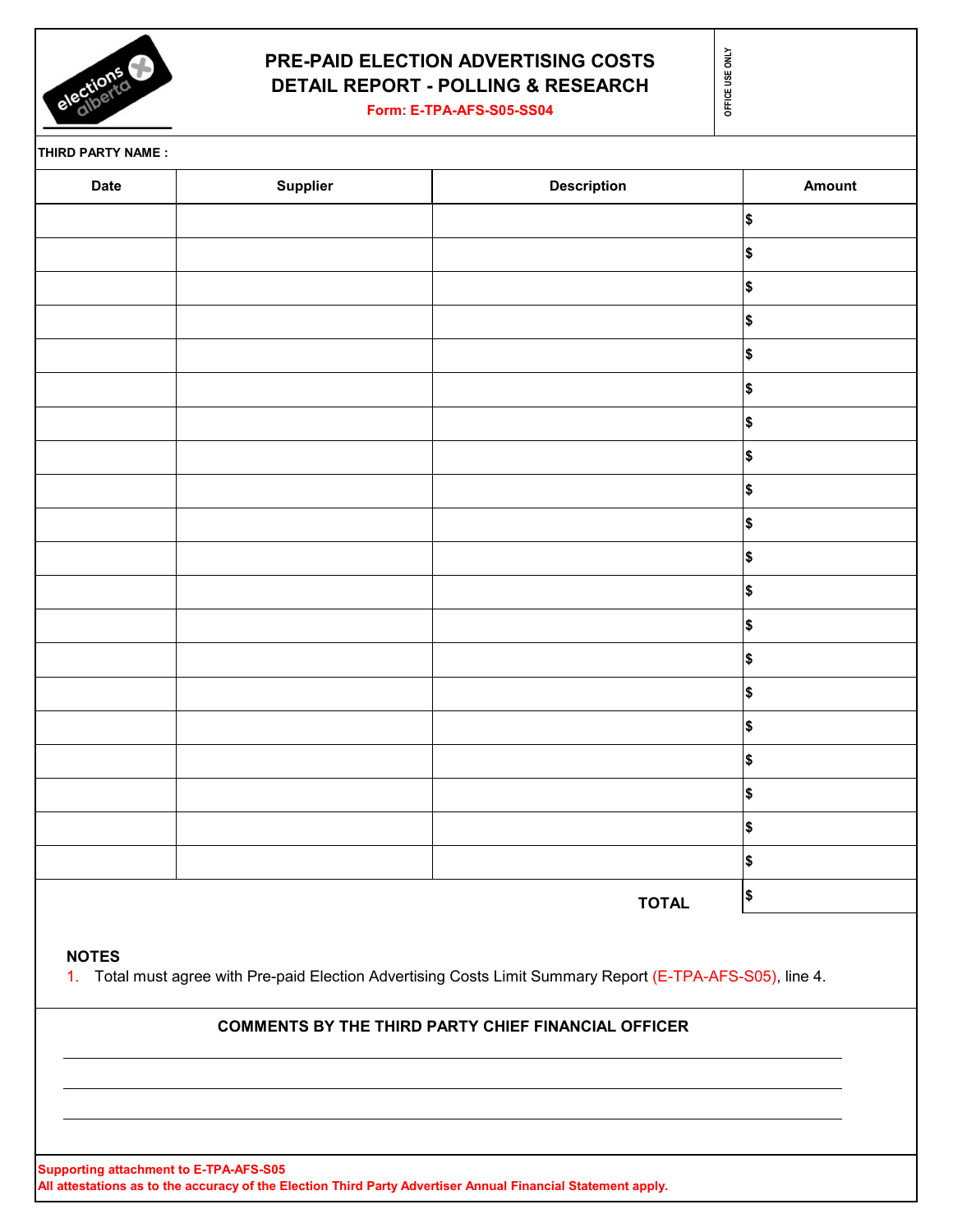# PRE-PAID ELECTION ADVERTISING COSTS DETAIL REPORT - POLLING & RESEARCH

**Form: E-TPA-AFS-S05-SS04**

OFFICE USE ONLY

**THIRD PARTY NAME :**

| Date | Supplier | Description | Amount |
|---|---|---|---|
| | | | $ |
| | | | $ |
| | | | $ |
| | | | $ |
| | | | $ |
| | | | $ |
| | | | $ |
| | | | $ |
| | | | $ |
| | | | $ |
| | | | $ |
| | | | $ |
| | | | $ |
| | | | $ |
| | | | $ |
| | | | $ |
| | | | $ |
| | | | $ |
| | | | $ |
| | | | $ |
| | | **TOTAL** | $ |

**NOTES**

1. Total must agree with Pre-paid Election Advertising Costs Limit Summary Report (E-TPA-AFS-S05), line 4.

**COMMENTS BY THE THIRD PARTY CHIEF FINANCIAL OFFICER**

______________________________________________________________________

______________________________________________________________________

______________________________________________________________________

**Supporting attachment to E-TPA-AFS-S05**
**All attestations as to the accuracy of the Election Third Party Advertiser Annual Financial Statement apply.**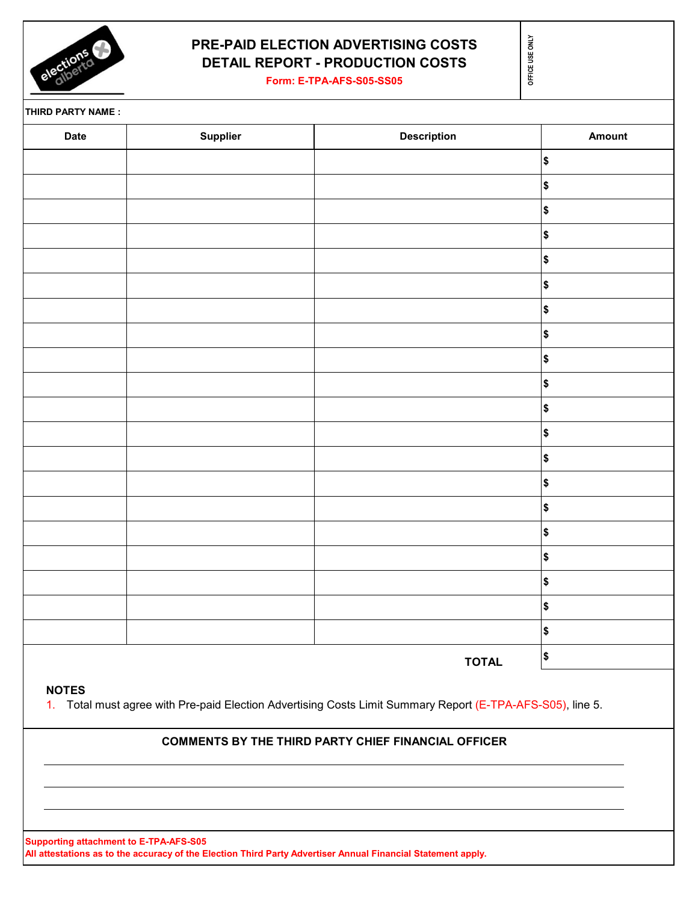# PRE-PAID ELECTION ADVERTISING COSTS
# DETAIL REPORT - PRODUCTION COSTS

**Form: E-TPA-AFS-S05-SS05**

OFFICE USE ONLY

**THIRD PARTY NAME :**

| Date | Supplier | Description | Amount |
|---|---|---|---|
| | | | $ |
| | | | $ |
| | | | $ |
| | | | $ |
| | | | $ |
| | | | $ |
| | | | $ |
| | | | $ |
| | | | $ |
| | | | $ |
| | | | $ |
| | | | $ |
| | | | $ |
| | | | $ |
| | | | $ |
| | | | $ |
| | | | $ |
| | | | $ |
| | | | $ |
| | | | $ |
| | | **TOTAL** | $ |

**NOTES**

1. Total must agree with Pre-paid Election Advertising Costs Limit Summary Report (E-TPA-AFS-S05), line 5.

**COMMENTS BY THE THIRD PARTY CHIEF FINANCIAL OFFICER**

______________________________________________________________________

______________________________________________________________________

______________________________________________________________________

**Supporting attachment to E-TPA-AFS-S05**
**All attestations as to the accuracy of the Election Third Party Advertiser Annual Financial Statement apply.**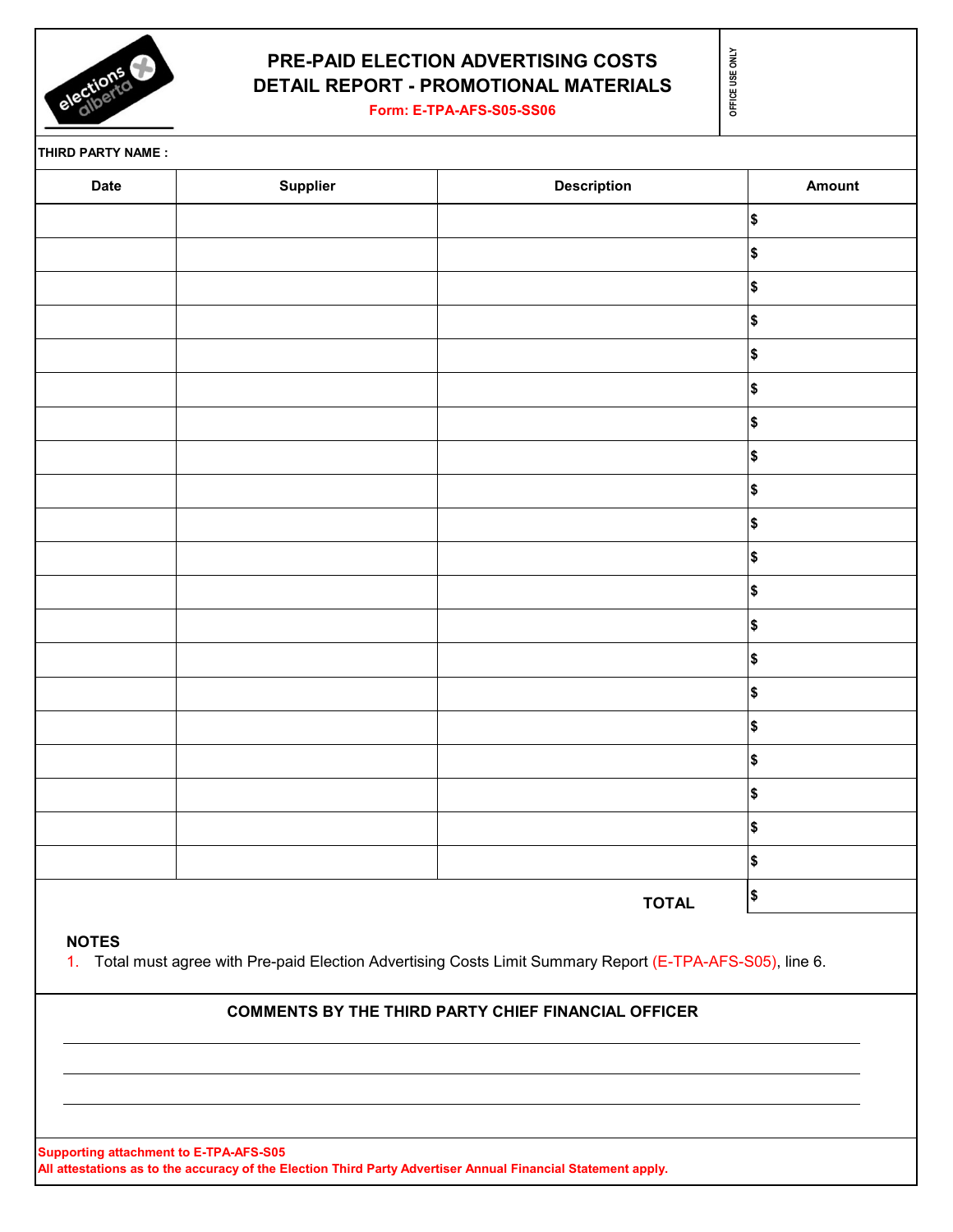# PRE-PAID ELECTION ADVERTISING COSTS DETAIL REPORT - PROMOTIONAL MATERIALS

**Form: E-TPA-AFS-S05-SS06**

OFFICE USE ONLY

**THIRD PARTY NAME :**

| Date | Supplier | Description | Amount |
|---|---|---|---|
| | | | $ |
| | | | $ |
| | | | $ |
| | | | $ |
| | | | $ |
| | | | $ |
| | | | $ |
| | | | $ |
| | | | $ |
| | | | $ |
| | | | $ |
| | | | $ |
| | | | $ |
| | | | $ |
| | | | $ |
| | | | $ |
| | | | $ |
| | | | $ |
| | | | $ |
| | | | $ |
| | | **TOTAL** | $ |

**NOTES**

1. Total must agree with Pre-paid Election Advertising Costs Limit Summary Report (E-TPA-AFS-S05), line 6.

**COMMENTS BY THE THIRD PARTY CHIEF FINANCIAL OFFICER**

______________________________________________

______________________________________________

______________________________________________

**Supporting attachment to E-TPA-AFS-S05**
**All attestations as to the accuracy of the Election Third Party Advertiser Annual Financial Statement apply.**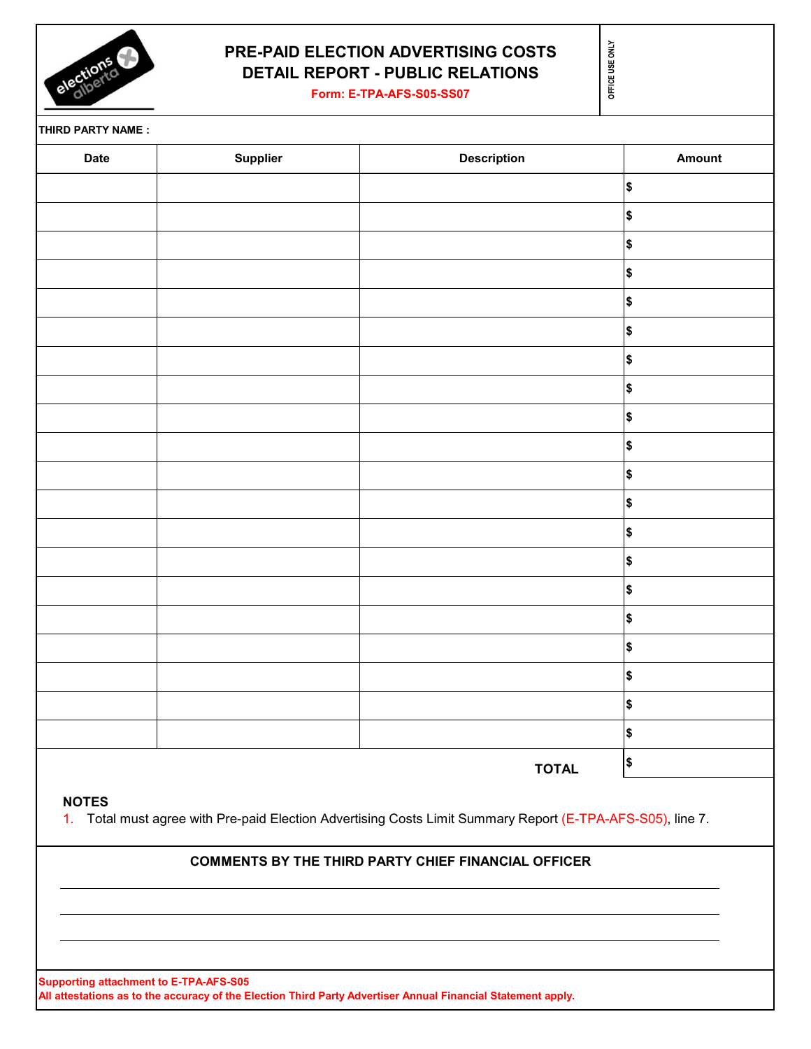# PRE-PAID ELECTION ADVERTISING COSTS DETAIL REPORT - PUBLIC RELATIONS

**Form: E-TPA-AFS-S05-SS07**

OFFICE USE ONLY

**THIRD PARTY NAME :**

| Date | Supplier | Description | Amount |
|---|---|---|---|
| | | | $ |
| | | | $ |
| | | | $ |
| | | | $ |
| | | | $ |
| | | | $ |
| | | | $ |
| | | | $ |
| | | | $ |
| | | | $ |
| | | | $ |
| | | | $ |
| | | | $ |
| | | | $ |
| | | | $ |
| | | | $ |
| | | | $ |
| | | | $ |
| | | | $ |
| | | | $ |
| | | **TOTAL** | $ |

**NOTES**

1. Total must agree with Pre-paid Election Advertising Costs Limit Summary Report (E-TPA-AFS-S05), line 7.

**COMMENTS BY THE THIRD PARTY CHIEF FINANCIAL OFFICER**

______________________________________________________________________

______________________________________________________________________

______________________________________________________________________

**Supporting attachment to E-TPA-AFS-S05**
**All attestations as to the accuracy of the Election Third Party Advertiser Annual Financial Statement apply.**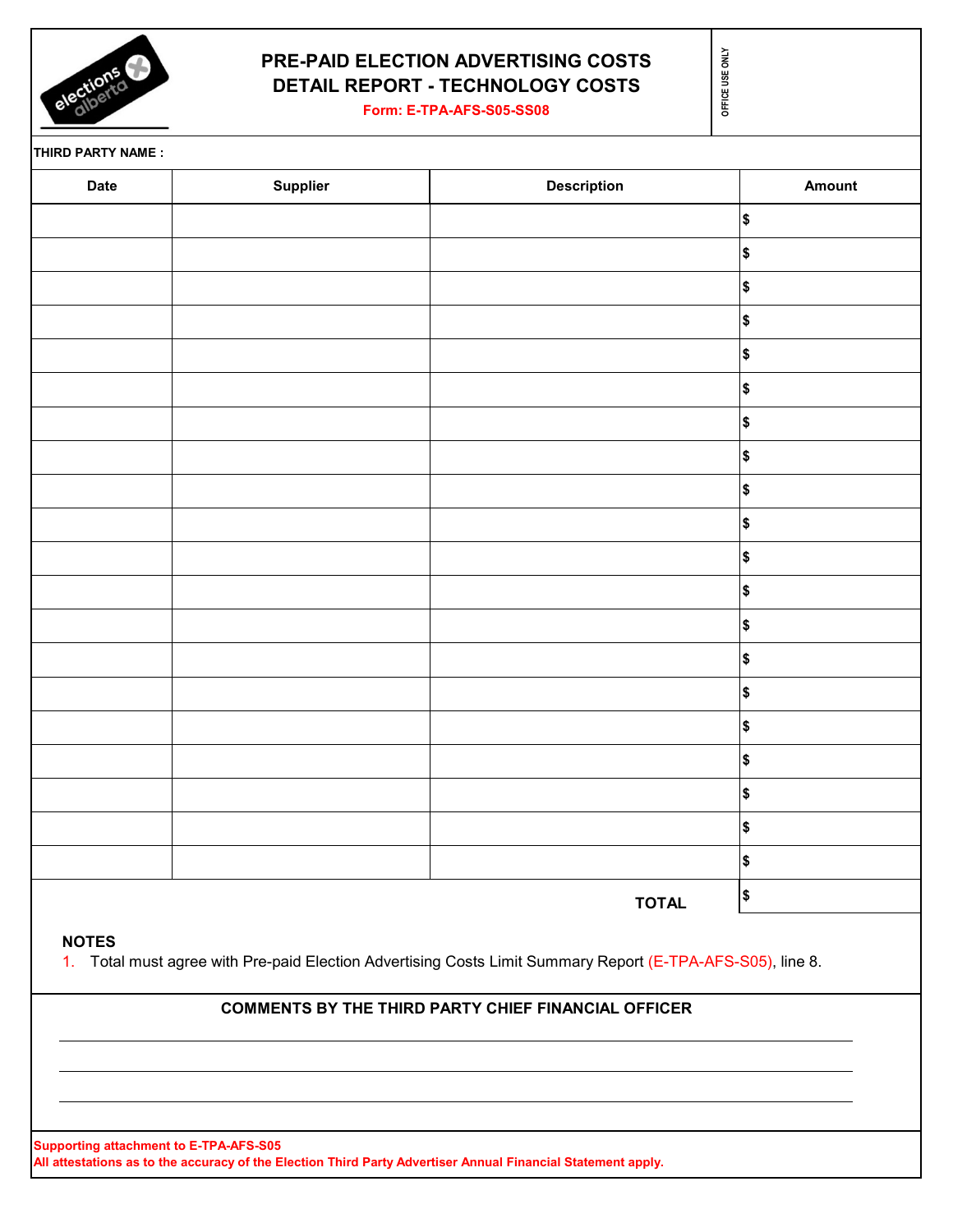# PRE-PAID ELECTION ADVERTISING COSTS DETAIL REPORT - TECHNOLOGY COSTS

**Form: E-TPA-AFS-S05-SS08**

OFFICE USE ONLY

**THIRD PARTY NAME :**

| Date | Supplier | Description | Amount |
|---|---|---|---|
| | | | $ |
| | | | $ |
| | | | $ |
| | | | $ |
| | | | $ |
| | | | $ |
| | | | $ |
| | | | $ |
| | | | $ |
| | | | $ |
| | | | $ |
| | | | $ |
| | | | $ |
| | | | $ |
| | | | $ |
| | | | $ |
| | | | $ |
| | | | $ |
| | | | $ |
| | | | $ |
| | | **TOTAL** | $ |

**NOTES**

1. Total must agree with Pre-paid Election Advertising Costs Limit Summary Report (E-TPA-AFS-S05), line 8.

**COMMENTS BY THE THIRD PARTY CHIEF FINANCIAL OFFICER**

______________________________________________________________________

______________________________________________________________________

______________________________________________________________________

**Supporting attachment to E-TPA-AFS-S05**

**All attestations as to the accuracy of the Election Third Party Advertiser Annual Financial Statement apply.**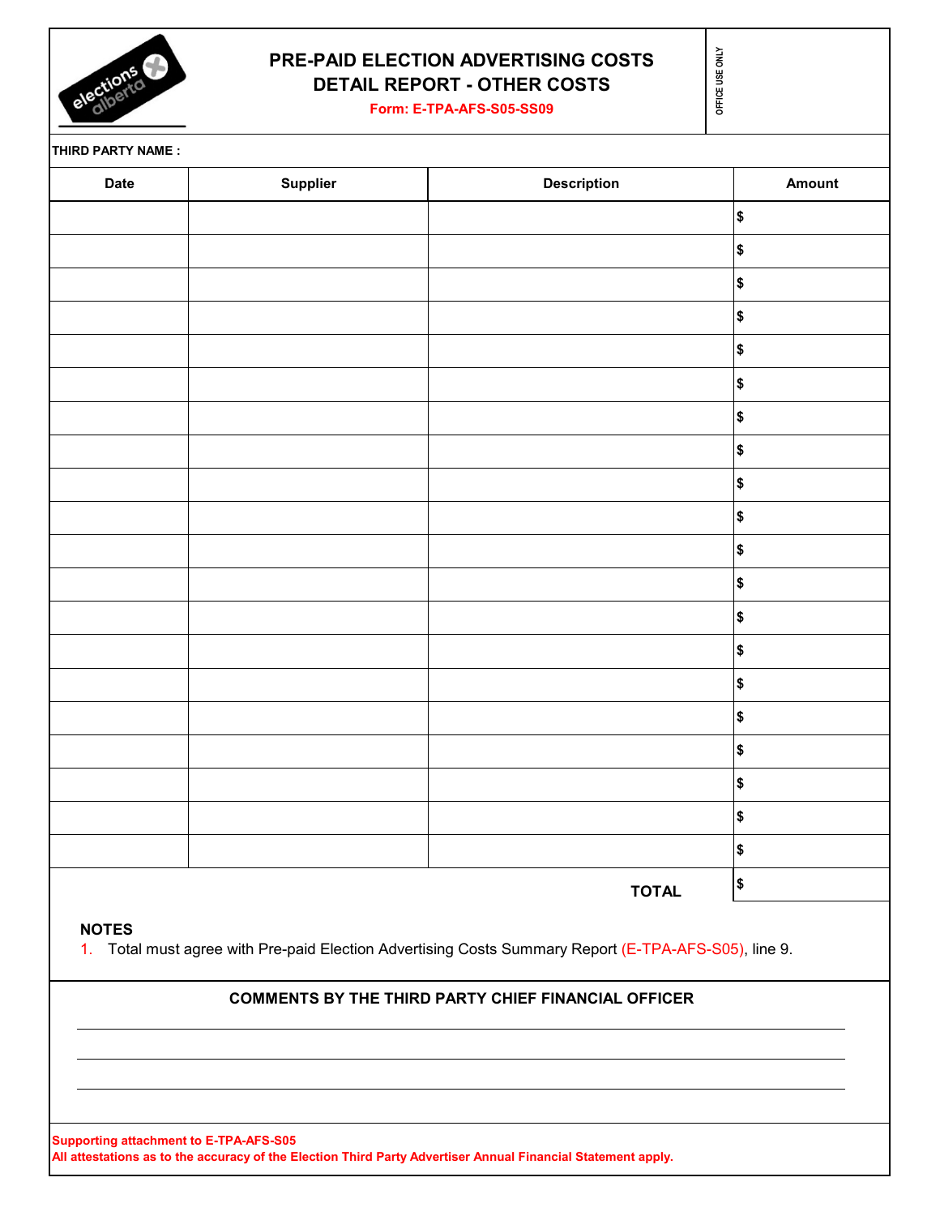# PRE-PAID ELECTION ADVERTISING COSTS
# DETAIL REPORT - OTHER COSTS

**Form: E-TPA-AFS-S05-SS09**

OFFICE USE ONLY

**THIRD PARTY NAME :**

| Date | Supplier | Description | Amount |
|---|---|---|---|
| | | | $ |
| | | | $ |
| | | | $ |
| | | | $ |
| | | | $ |
| | | | $ |
| | | | $ |
| | | | $ |
| | | | $ |
| | | | $ |
| | | | $ |
| | | | $ |
| | | | $ |
| | | | $ |
| | | | $ |
| | | | $ |
| | | | $ |
| | | | $ |
| | | | $ |
| | | | $ |
| | | **TOTAL** | $ |

**NOTES**

1. Total must agree with Pre-paid Election Advertising Costs Summary Report (E-TPA-AFS-S05), line 9.

**COMMENTS BY THE THIRD PARTY CHIEF FINANCIAL OFFICER**

______________________________________________

______________________________________________

______________________________________________

**Supporting attachment to E-TPA-AFS-S05**
**All attestations as to the accuracy of the Election Third Party Advertiser Annual Financial Statement apply.**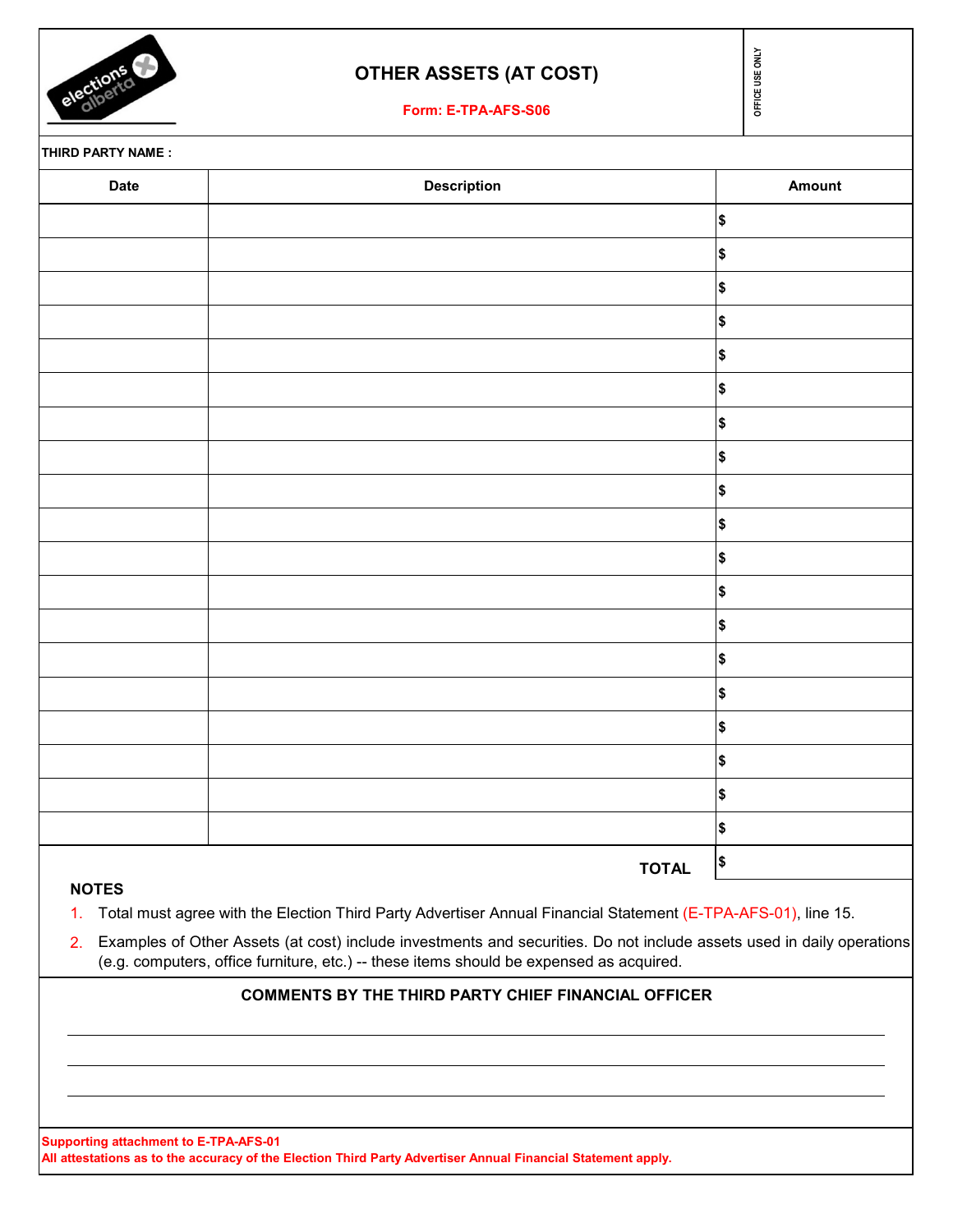# OTHER ASSETS (AT COST)

**Form: E-TPA-AFS-S06**

OFFICE USE ONLY

**THIRD PARTY NAME :**

| Date | Description | Amount |
|---|---|---|
| | | $ |
| | | $ |
| | | $ |
| | | $ |
| | | $ |
| | | $ |
| | | $ |
| | | $ |
| | | $ |
| | | $ |
| | | $ |
| | | $ |
| | | $ |
| | | $ |
| | | $ |
| | | $ |
| | | $ |
| | | $ |
| | | $ |
| | **TOTAL** | $ |

**NOTES**

1. Total must agree with the Election Third Party Advertiser Annual Financial Statement (E-TPA-AFS-01), line 15.
2. Examples of Other Assets (at cost) include investments and securities. Do not include assets used in daily operations (e.g. computers, office furniture, etc.) -- these items should be expensed as acquired.

**COMMENTS BY THE THIRD PARTY CHIEF FINANCIAL OFFICER**

______________________________________________

______________________________________________

______________________________________________

**Supporting attachment to E-TPA-AFS-01**
**All attestations as to the accuracy of the Election Third Party Advertiser Annual Financial Statement apply.**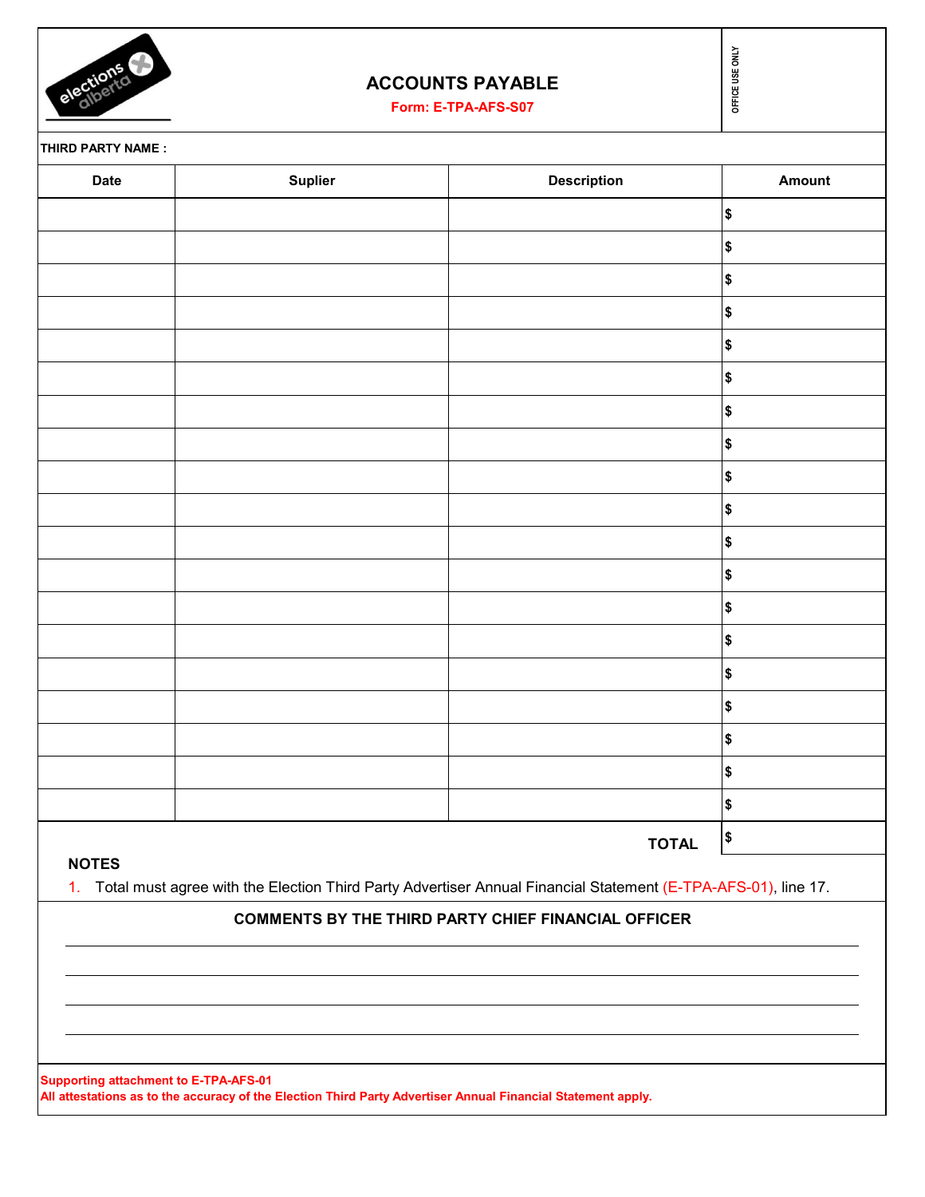# ACCOUNTS PAYABLE

**Form: E-TPA-AFS-S07**

OFFICE USE ONLY

**THIRD PARTY NAME :**

| Date | Suplier | Description | Amount |
|---|---|---|---|
| | | | $ |
| | | | $ |
| | | | $ |
| | | | $ |
| | | | $ |
| | | | $ |
| | | | $ |
| | | | $ |
| | | | $ |
| | | | $ |
| | | | $ |
| | | | $ |
| | | | $ |
| | | | $ |
| | | | $ |
| | | | $ |
| | | | $ |
| | | | $ |
| | | | $ |
| | | **TOTAL** | $ |

**NOTES**

1. Total must agree with the Election Third Party Advertiser Annual Financial Statement (E-TPA-AFS-01), line 17.

**COMMENTS BY THE THIRD PARTY CHIEF FINANCIAL OFFICER**

______________________________________________

______________________________________________

______________________________________________

______________________________________________

**Supporting attachment to E-TPA-AFS-01**

**All attestations as to the accuracy of the Election Third Party Advertiser Annual Financial Statement apply.**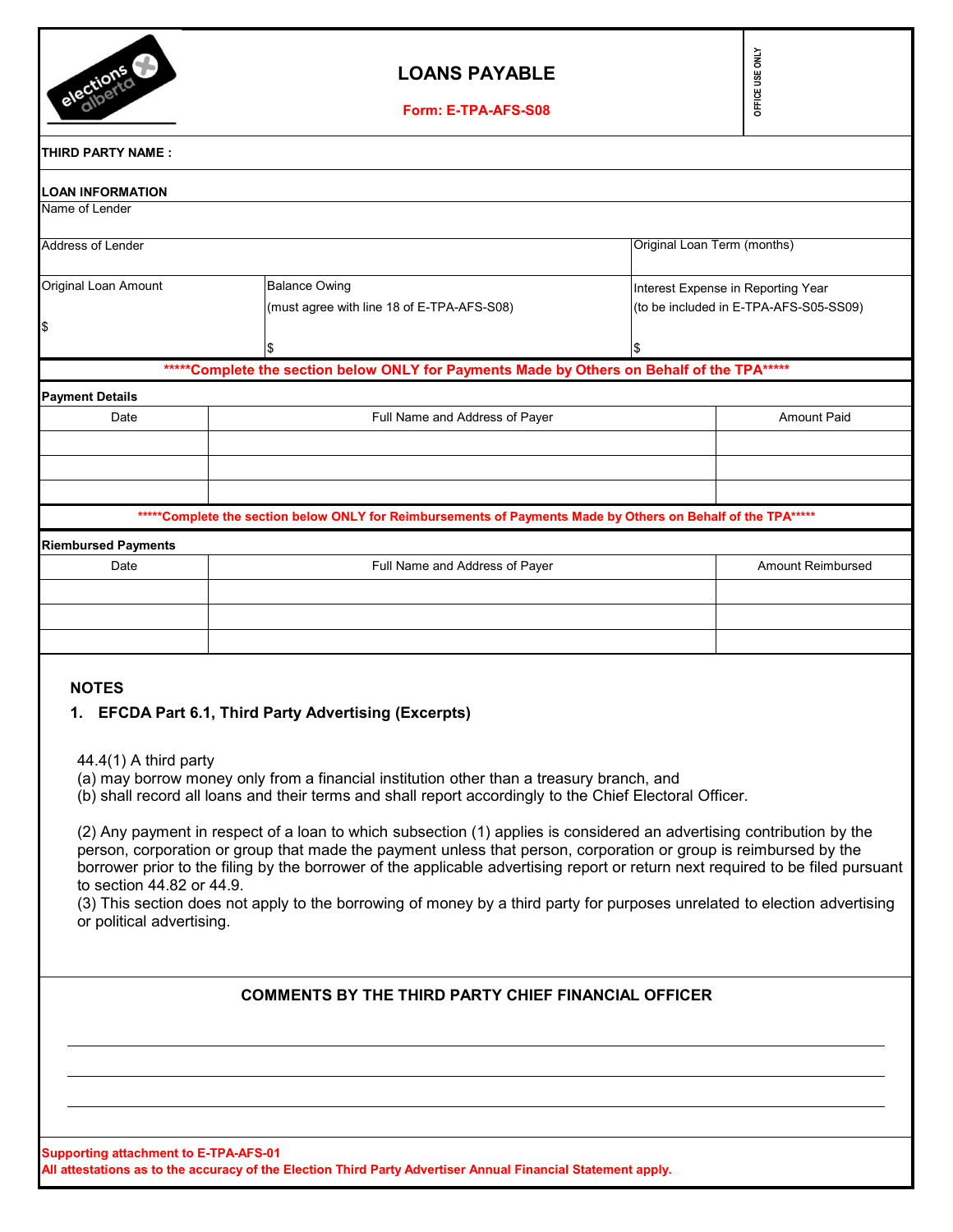# LOANS PAYABLE

**Form: E-TPA-AFS-S08**

OFFICE USE ONLY

**THIRD PARTY NAME :**

**LOAN INFORMATION**

| | | |
|---|---|---|
| Name of Lender | | |
| Address of Lender | | Original Loan Term (months) |
| Original Loan Amount<br><br>$ | Balance Owing<br>(must agree with line 18 of E-TPA-AFS-S08)<br><br>$ | Interest Expense in Reporting Year<br>(to be included in E-TPA-AFS-S05-SS09)<br><br>$ |

**\*\*\*\*\*Complete the section below ONLY for Payments Made by Others on Behalf of the TPA\*\*\*\*\***

**Payment Details**

| Date | Full Name and Address of Payer | Amount Paid |
|---|---|---|
| | | |
| | | |
| | | |

**\*\*\*\*\*Complete the section below ONLY for Reimbursements of Payments Made by Others on Behalf of the TPA\*\*\*\*\***

**Riembursed Payments**

| Date | Full Name and Address of Payer | Amount Reimbursed |
|---|---|---|
| | | |
| | | |
| | | |

## NOTES

### 1. EFCDA Part 6.1, Third Party Advertising (Excerpts)

44.4(1) A third party
(a) may borrow money only from a financial institution other than a treasury branch, and
(b) shall record all loans and their terms and shall report accordingly to the Chief Electoral Officer.

(2) Any payment in respect of a loan to which subsection (1) applies is considered an advertising contribution by the person, corporation or group that made the payment unless that person, corporation or group is reimbursed by the borrower prior to the filing by the borrower of the applicable advertising report or return next required to be filed pursuant to section 44.82 or 44.9.
(3) This section does not apply to the borrowing of money by a third party for purposes unrelated to election advertising or political advertising.

**COMMENTS BY THE THIRD PARTY CHIEF FINANCIAL OFFICER**

**Supporting attachment to E-TPA-AFS-01**
**All attestations as to the accuracy of the Election Third Party Advertiser Annual Financial Statement apply.**